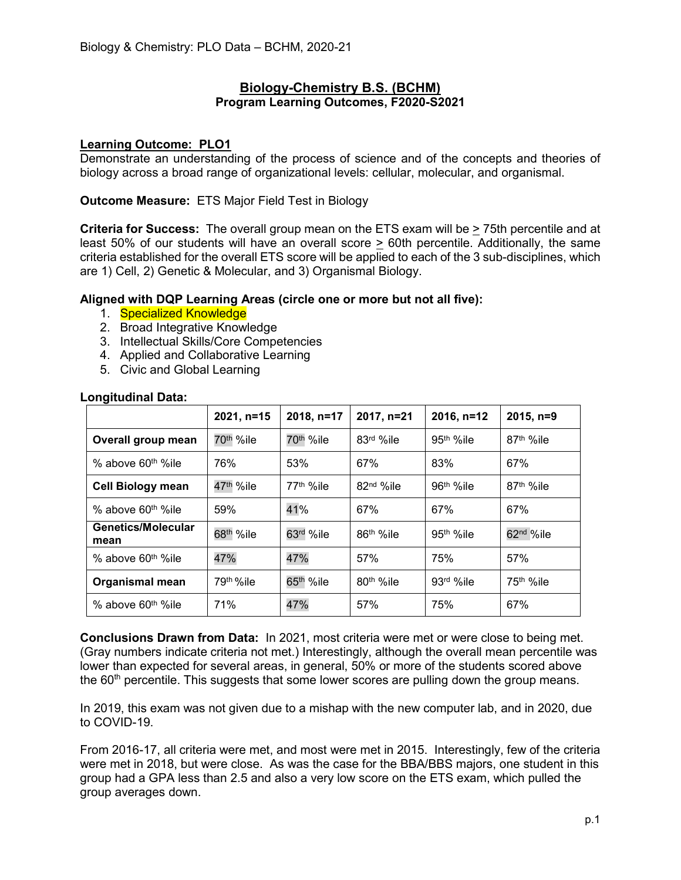# Biology-Chemistry B.S. (BCHM)

## Program Learning Outcomes, F2020-S2021

**Learning Outcome: PLO1**

Demonstrate an understanding of the process of science and of the concepts and theories of biology across a broad range of organizational levels: cellular, molecular, and organismal.

**Outcome Measure:** ETS Major Field Test in Biology

**Criteria for Success:** The overall group mean on the ETS exam will be ≥ 75th percentile and at least 50% of our students will have an overall score ≥ 60th percentile. Additionally, the same criteria established for the overall ETS score will be applied to each of the 3 sub-disciplines, which are 1) Cell, 2) Genetic & Molecular, and 3) Organismal Biology.

**Aligned with DQP Learning Areas (circle one or more but not all five):**

1. Specialized Knowledge
2. Broad Integrative Knowledge
3. Intellectual Skills/Core Competencies
4. Applied and Collaborative Learning
5. Civic and Global Learning

**Longitudinal Data:**

| | 2021, n=15 | 2018, n=17 | 2017, n=21 | 2016, n=12 | 2015, n=9 |
|---|---|---|---|---|---|
| **Overall group mean** | 70th %ile | 70th %ile | 83rd %ile | 95th %ile | 87th %ile |
| % above 60th %ile | 76% | 53% | 67% | 83% | 67% |
| **Cell Biology mean** | 47th %ile | 77th %ile | 82nd %ile | 96th %ile | 87th %ile |
| % above 60th %ile | 59% | 41% | 67% | 67% | 67% |
| **Genetics/Molecular mean** | 68th %ile | 63rd %ile | 86th %ile | 95th %ile | 62nd %ile |
| % above 60th %ile | 47% | 47% | 57% | 75% | 57% |
| **Organismal mean** | 79th %ile | 65th %ile | 80th %ile | 93rd %ile | 75th %ile |
| % above 60th %ile | 71% | 47% | 57% | 75% | 67% |

**Conclusions Drawn from Data:** In 2021, most criteria were met or were close to being met. (Gray numbers indicate criteria not met.) Interestingly, although the overall mean percentile was lower than expected for several areas, in general, 50% or more of the students scored above the 60th percentile. This suggests that some lower scores are pulling down the group means.

In 2019, this exam was not given due to a mishap with the new computer lab, and in 2020, due to COVID-19.

From 2016-17, all criteria were met, and most were met in 2015. Interestingly, few of the criteria were met in 2018, but were close. As was the case for the BBA/BBS majors, one student in this group had a GPA less than 2.5 and also a very low score on the ETS exam, which pulled the group averages down.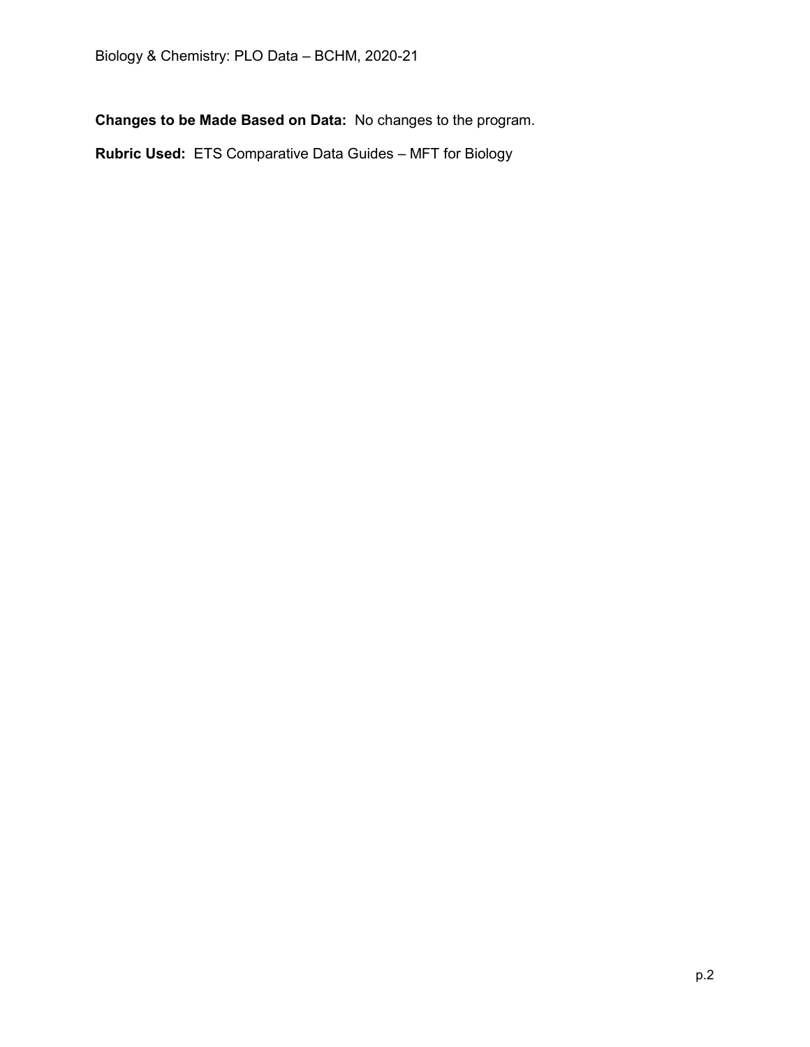**Changes to be Made Based on Data:** No changes to the program.

**Rubric Used:** ETS Comparative Data Guides – MFT for Biology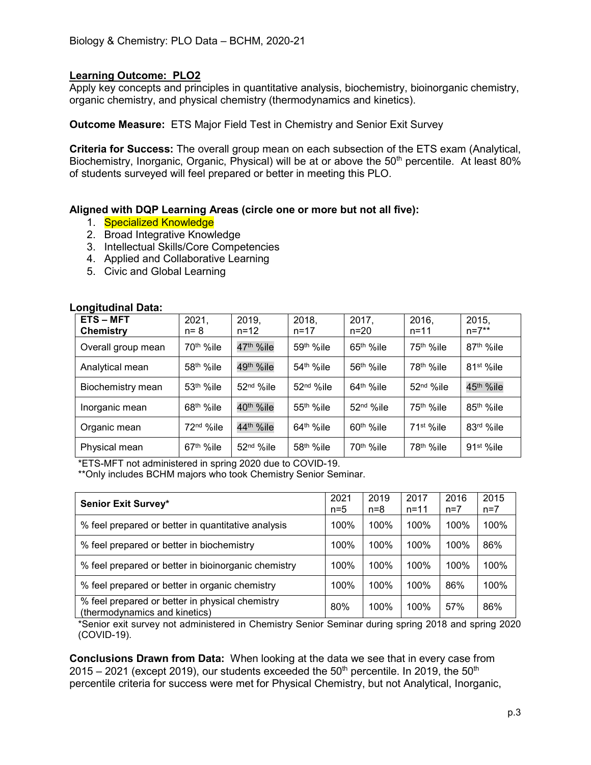Biology & Chemistry: PLO Data – BCHM, 2020-21

**Learning Outcome: PLO2**

Apply key concepts and principles in quantitative analysis, biochemistry, bioinorganic chemistry, organic chemistry, and physical chemistry (thermodynamics and kinetics).

**Outcome Measure:** ETS Major Field Test in Chemistry and Senior Exit Survey

**Criteria for Success:** The overall group mean on each subsection of the ETS exam (Analytical, Biochemistry, Inorganic, Organic, Physical) will be at or above the 50th percentile. At least 80% of students surveyed will feel prepared or better in meeting this PLO.

**Aligned with DQP Learning Areas (circle one or more but not all five):**

1. Specialized Knowledge
2. Broad Integrative Knowledge
3. Intellectual Skills/Core Competencies
4. Applied and Collaborative Learning
5. Civic and Global Learning

**Longitudinal Data:**

| ETS – MFT Chemistry | 2021, n= 8 | 2019, n=12 | 2018, n=17 | 2017, n=20 | 2016, n=11 | 2015, n=7** |
|---|---|---|---|---|---|---|
| Overall group mean | 70th %ile | 47th %ile | 59th %ile | 65th %ile | 75th %ile | 87th %ile |
| Analytical mean | 58th %ile | 49th %ile | 54th %ile | 56th %ile | 78th %ile | 81st %ile |
| Biochemistry mean | 53th %ile | 52nd %ile | 52nd %ile | 64th %ile | 52nd %ile | 45th %ile |
| Inorganic mean | 68th %ile | 40th %ile | 55th %ile | 52nd %ile | 75th %ile | 85th %ile |
| Organic mean | 72nd %ile | 44th %ile | 64th %ile | 60th %ile | 71st %ile | 83rd %ile |
| Physical mean | 67th %ile | 52nd %ile | 58th %ile | 70th %ile | 78th %ile | 91st %ile |

*ETS-MFT not administered in spring 2020 due to COVID-19.
**Only includes BCHM majors who took Chemistry Senior Seminar.

| Senior Exit Survey* | 2021 n=5 | 2019 n=8 | 2017 n=11 | 2016 n=7 | 2015 n=7 |
|---|---|---|---|---|---|
| % feel prepared or better in quantitative analysis | 100% | 100% | 100% | 100% | 100% |
| % feel prepared or better in biochemistry | 100% | 100% | 100% | 100% | 86% |
| % feel prepared or better in bioinorganic chemistry | 100% | 100% | 100% | 100% | 100% |
| % feel prepared or better in organic chemistry | 100% | 100% | 100% | 86% | 100% |
| % feel prepared or better in physical chemistry (thermodynamics and kinetics) | 80% | 100% | 100% | 57% | 86% |

*Senior exit survey not administered in Chemistry Senior Seminar during spring 2018 and spring 2020 (COVID-19).

**Conclusions Drawn from Data:** When looking at the data we see that in every case from 2015 – 2021 (except 2019), our students exceeded the 50th percentile. In 2019, the 50th percentile criteria for success were met for Physical Chemistry, but not Analytical, Inorganic,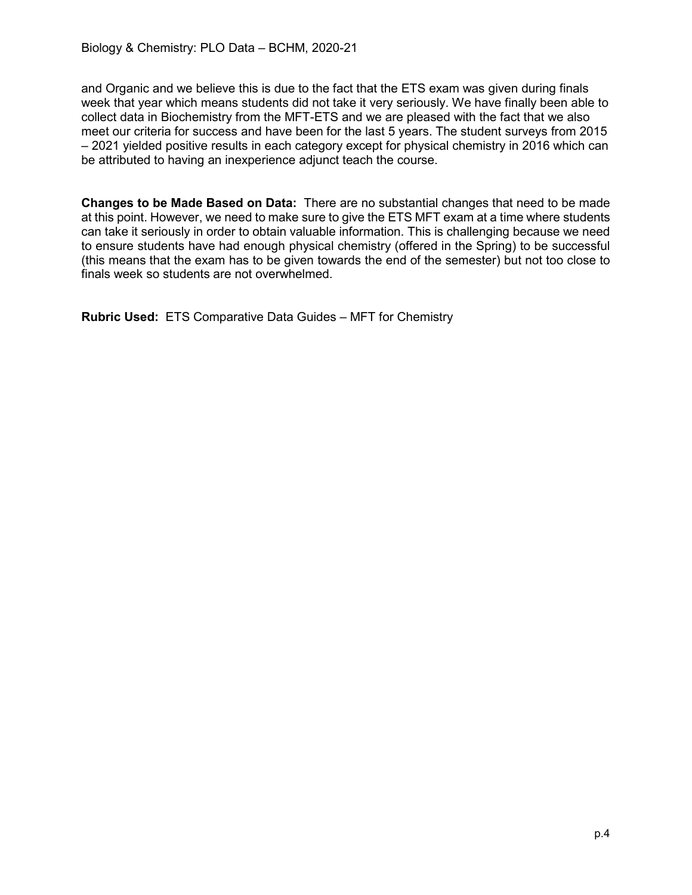and Organic and we believe this is due to the fact that the ETS exam was given during finals week that year which means students did not take it very seriously. We have finally been able to collect data in Biochemistry from the MFT-ETS and we are pleased with the fact that we also meet our criteria for success and have been for the last 5 years. The student surveys from 2015 – 2021 yielded positive results in each category except for physical chemistry in 2016 which can be attributed to having an inexperience adjunct teach the course.

**Changes to be Made Based on Data:** There are no substantial changes that need to be made at this point. However, we need to make sure to give the ETS MFT exam at a time where students can take it seriously in order to obtain valuable information. This is challenging because we need to ensure students have had enough physical chemistry (offered in the Spring) to be successful (this means that the exam has to be given towards the end of the semester) but not too close to finals week so students are not overwhelmed.

**Rubric Used:** ETS Comparative Data Guides – MFT for Chemistry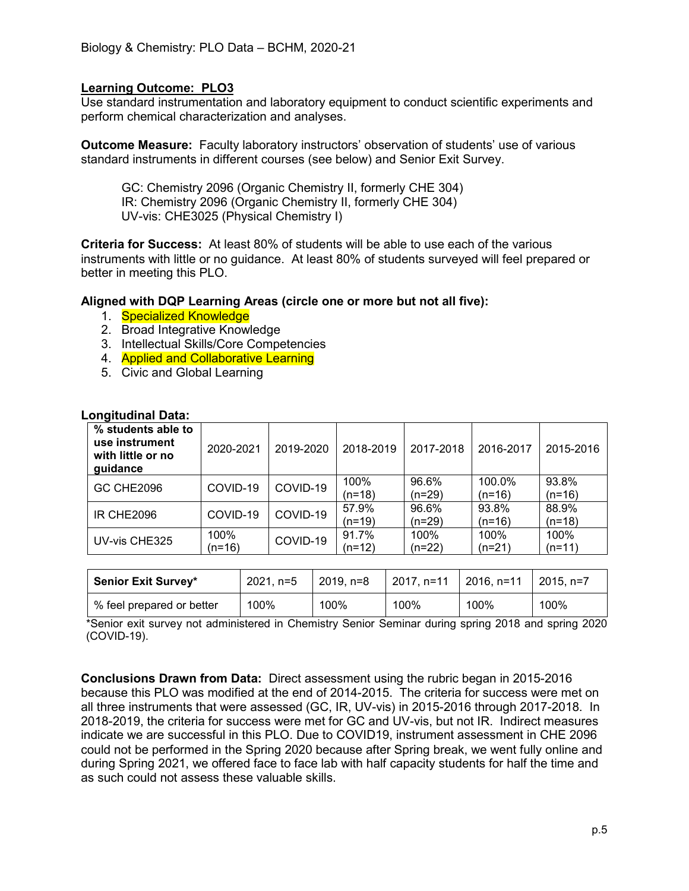Biology & Chemistry: PLO Data – BCHM, 2020-21

**Learning Outcome: PLO3**

Use standard instrumentation and laboratory equipment to conduct scientific experiments and perform chemical characterization and analyses.

**Outcome Measure:** Faculty laboratory instructors' observation of students' use of various standard instruments in different courses (see below) and Senior Exit Survey.

GC: Chemistry 2096 (Organic Chemistry II, formerly CHE 304)
IR: Chemistry 2096 (Organic Chemistry II, formerly CHE 304)
UV-vis: CHE3025 (Physical Chemistry I)

**Criteria for Success:** At least 80% of students will be able to use each of the various instruments with little or no guidance. At least 80% of students surveyed will feel prepared or better in meeting this PLO.

**Aligned with DQP Learning Areas (circle one or more but not all five):**

1. Specialized Knowledge
2. Broad Integrative Knowledge
3. Intellectual Skills/Core Competencies
4. Applied and Collaborative Learning
5. Civic and Global Learning

**Longitudinal Data:**

| % students able to use instrument with little or no guidance | 2020-2021 | 2019-2020 | 2018-2019 | 2017-2018 | 2016-2017 | 2015-2016 |
|---|---|---|---|---|---|---|
| GC CHE2096 | COVID-19 | COVID-19 | 100% (n=18) | 96.6% (n=29) | 100.0% (n=16) | 93.8% (n=16) |
| IR CHE2096 | COVID-19 | COVID-19 | 57.9% (n=19) | 96.6% (n=29) | 93.8% (n=16) | 88.9% (n=18) |
| UV-vis CHE325 | 100% (n=16) | COVID-19 | 91.7% (n=12) | 100% (n=22) | 100% (n=21) | 100% (n=11) |

| Senior Exit Survey* | 2021, n=5 | 2019, n=8 | 2017, n=11 | 2016, n=11 | 2015, n=7 |
|---|---|---|---|---|---|
| % feel prepared or better | 100% | 100% | 100% | 100% | 100% |

*Senior exit survey not administered in Chemistry Senior Seminar during spring 2018 and spring 2020 (COVID-19).

**Conclusions Drawn from Data:** Direct assessment using the rubric began in 2015-2016 because this PLO was modified at the end of 2014-2015. The criteria for success were met on all three instruments that were assessed (GC, IR, UV-vis) in 2015-2016 through 2017-2018. In 2018-2019, the criteria for success were met for GC and UV-vis, but not IR. Indirect measures indicate we are successful in this PLO. Due to COVID19, instrument assessment in CHE 2096 could not be performed in the Spring 2020 because after Spring break, we went fully online and during Spring 2021, we offered face to face lab with half capacity students for half the time and as such could not assess these valuable skills.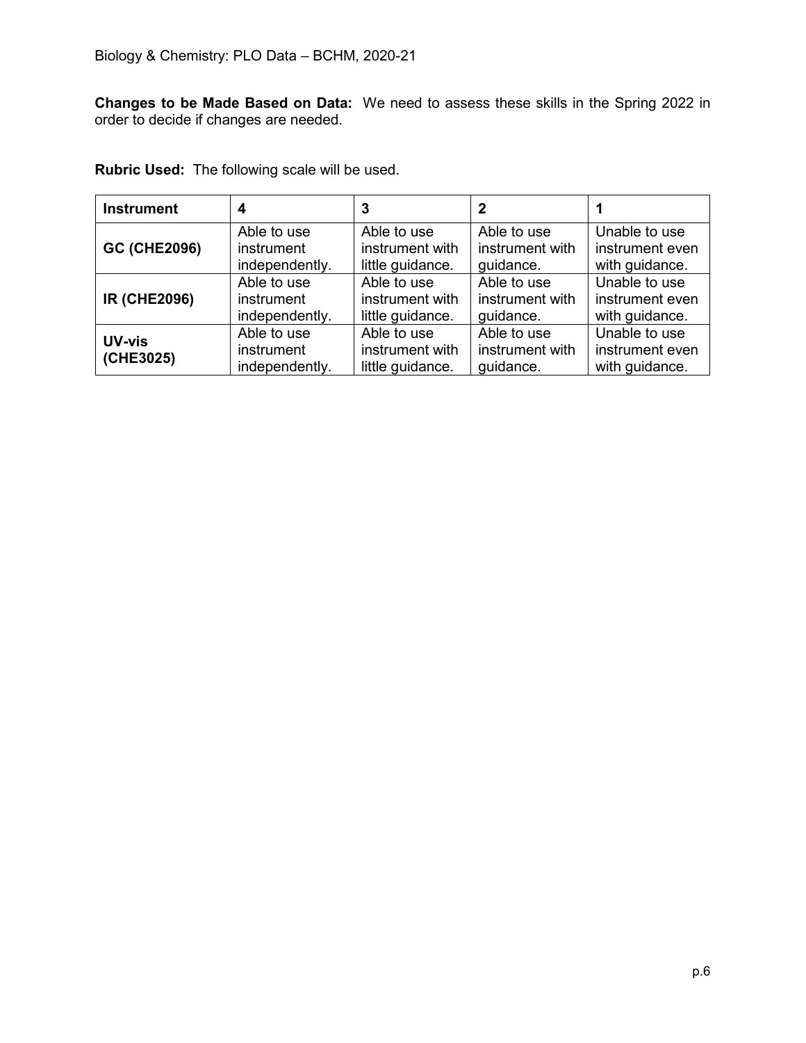**Changes to be Made Based on Data:** We need to assess these skills in the Spring 2022 in order to decide if changes are needed.

**Rubric Used:** The following scale will be used.

| **Instrument** | **4** | **3** | **2** | **1** |
|---|---|---|---|---|
| **GC (CHE2096)** | Able to use instrument independently. | Able to use instrument with little guidance. | Able to use instrument with guidance. | Unable to use instrument even with guidance. |
| **IR (CHE2096)** | Able to use instrument independently. | Able to use instrument with little guidance. | Able to use instrument with guidance. | Unable to use instrument even with guidance. |
| **UV-vis (CHE3025)** | Able to use instrument independently. | Able to use instrument with little guidance. | Able to use instrument with guidance. | Unable to use instrument even with guidance. |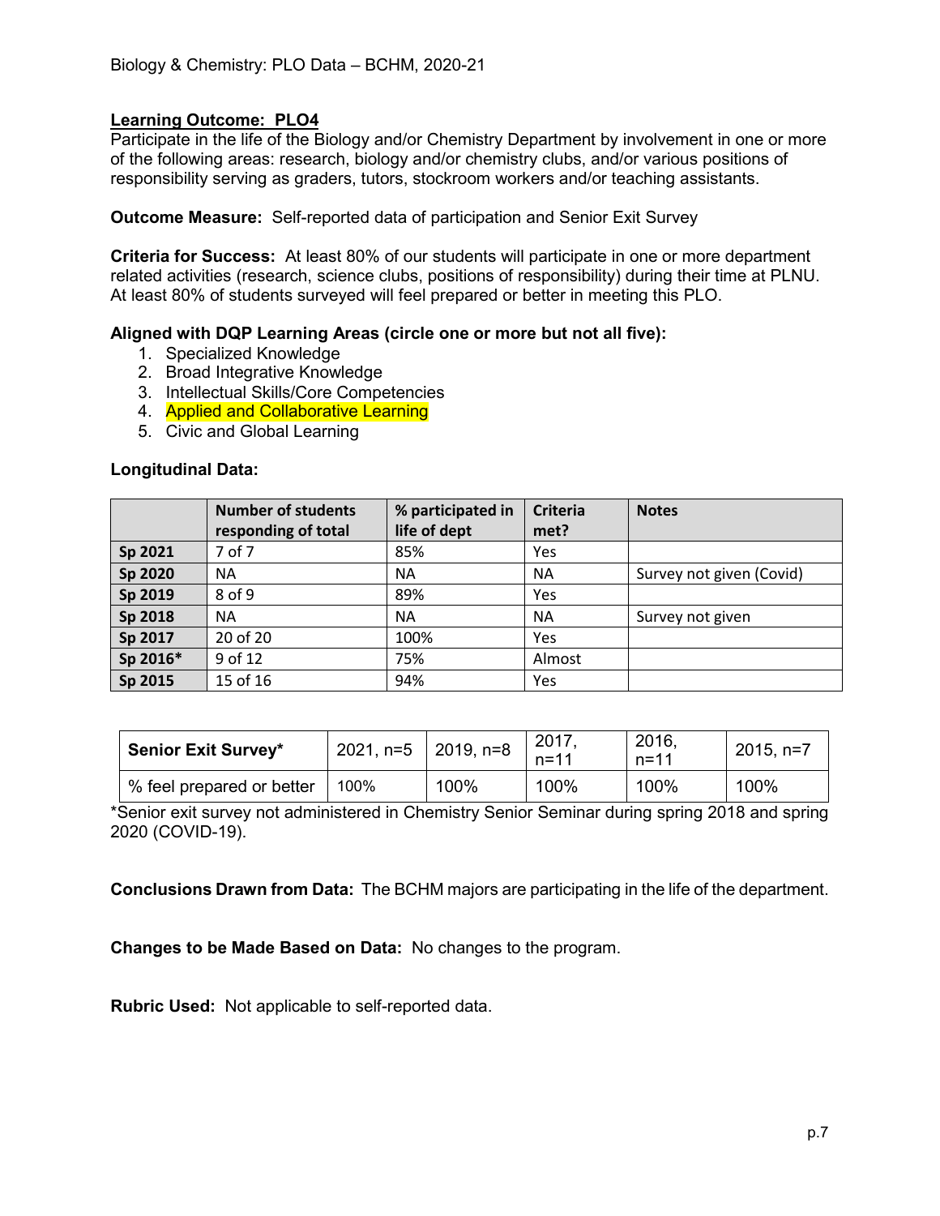Biology & Chemistry: PLO Data – BCHM, 2020-21

**Learning Outcome: PLO4**
Participate in the life of the Biology and/or Chemistry Department by involvement in one or more of the following areas: research, biology and/or chemistry clubs, and/or various positions of responsibility serving as graders, tutors, stockroom workers and/or teaching assistants.

**Outcome Measure:** Self-reported data of participation and Senior Exit Survey

**Criteria for Success:** At least 80% of our students will participate in one or more department related activities (research, science clubs, positions of responsibility) during their time at PLNU. At least 80% of students surveyed will feel prepared or better in meeting this PLO.

**Aligned with DQP Learning Areas (circle one or more but not all five):**

1. Specialized Knowledge
2. Broad Integrative Knowledge
3. Intellectual Skills/Core Competencies
4. Applied and Collaborative Learning
5. Civic and Global Learning

**Longitudinal Data:**

| | Number of students responding of total | % participated in life of dept | Criteria met? | Notes |
|---|---|---|---|---|
| **Sp 2021** | 7 of 7 | 85% | Yes | |
| **Sp 2020** | NA | NA | NA | Survey not given (Covid) |
| **Sp 2019** | 8 of 9 | 89% | Yes | |
| **Sp 2018** | NA | NA | NA | Survey not given |
| **Sp 2017** | 20 of 20 | 100% | Yes | |
| **Sp 2016*** | 9 of 12 | 75% | Almost | |
| **Sp 2015** | 15 of 16 | 94% | Yes | |

| **Senior Exit Survey*** | 2021, n=5 | 2019, n=8 | 2017, n=11 | 2016, n=11 | 2015, n=7 |
|---|---|---|---|---|---|
| % feel prepared or better | 100% | 100% | 100% | 100% | 100% |

*Senior exit survey not administered in Chemistry Senior Seminar during spring 2018 and spring 2020 (COVID-19).

**Conclusions Drawn from Data:** The BCHM majors are participating in the life of the department.

**Changes to be Made Based on Data:** No changes to the program.

**Rubric Used:** Not applicable to self-reported data.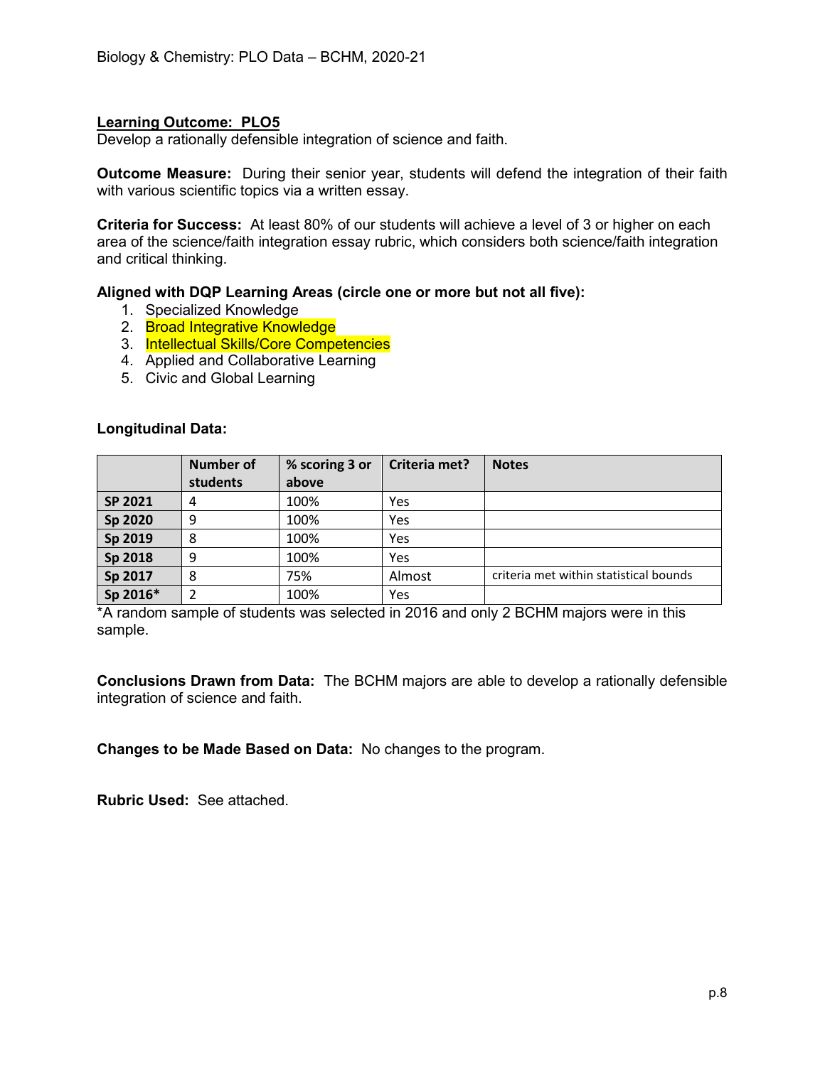**Learning Outcome: PLO5**
Develop a rationally defensible integration of science and faith.

**Outcome Measure:** During their senior year, students will defend the integration of their faith with various scientific topics via a written essay.

**Criteria for Success:** At least 80% of our students will achieve a level of 3 or higher on each area of the science/faith integration essay rubric, which considers both science/faith integration and critical thinking.

**Aligned with DQP Learning Areas (circle one or more but not all five):**

1. Specialized Knowledge
2. Broad Integrative Knowledge
3. Intellectual Skills/Core Competencies
4. Applied and Collaborative Learning
5. Civic and Global Learning

**Longitudinal Data:**

| | Number of students | % scoring 3 or above | Criteria met? | Notes |
|---|---|---|---|---|
| **SP 2021** | 4 | 100% | Yes | |
| **Sp 2020** | 9 | 100% | Yes | |
| **Sp 2019** | 8 | 100% | Yes | |
| **Sp 2018** | 9 | 100% | Yes | |
| **Sp 2017** | 8 | 75% | Almost | criteria met within statistical bounds |
| **Sp 2016*** | 2 | 100% | Yes | |

*A random sample of students was selected in 2016 and only 2 BCHM majors were in this sample.

**Conclusions Drawn from Data:** The BCHM majors are able to develop a rationally defensible integration of science and faith.

**Changes to be Made Based on Data:** No changes to the program.

**Rubric Used:** See attached.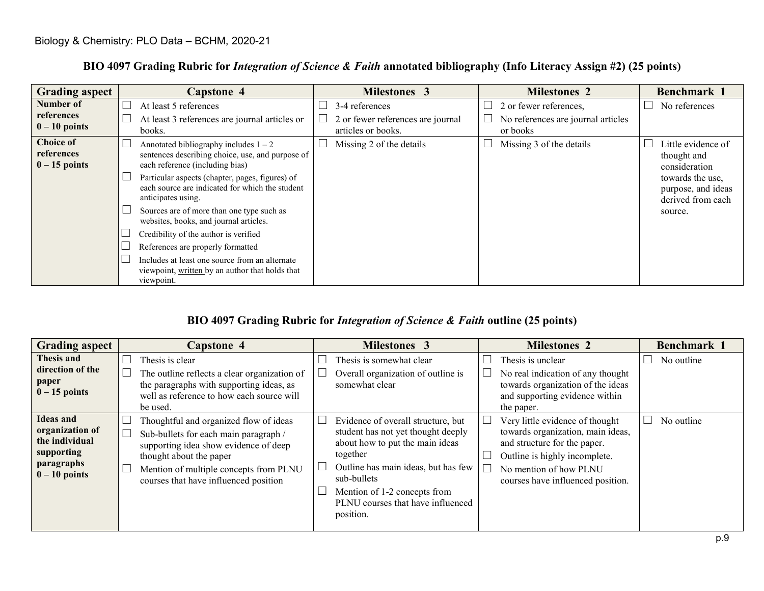Biology & Chemistry: PLO Data – BCHM, 2020-21

## BIO 4097 Grading Rubric for *Integration of Science & Faith* annotated bibliography (Info Literacy Assign #2) (25 points)

| Grading aspect | Capstone 4 | Milestones 3 | Milestones 2 | Benchmark 1 |
|---|---|---|---|---|
| **Number of references 0 – 10 points** | ☐ At least 5 references<br>☐ At least 3 references are journal articles or books. | ☐ 3-4 references<br>☐ 2 or fewer references are journal articles or books. | ☐ 2 or fewer references,<br>☐ No references are journal articles or books | ☐ No references |
| **Choice of references 0 – 15 points** | ☐ Annotated bibliography includes 1 – 2 sentences describing choice, use, and purpose of each reference (including bias)<br>☐ Particular aspects (chapter, pages, figures) of each source are indicated for which the student anticipates using.<br>☐ Sources are of more than one type such as websites, books, and journal articles.<br>☐ Credibility of the author is verified<br>☐ References are properly formatted<br>☐ Includes at least one source from an alternate viewpoint, written by an author that holds that viewpoint. | ☐ Missing 2 of the details | ☐ Missing 3 of the details | ☐ Little evidence of thought and consideration towards the use, purpose, and ideas derived from each source. |

## BIO 4097 Grading Rubric for *Integration of Science & Faith* outline (25 points)

| Grading aspect | Capstone 4 | Milestones 3 | Milestones 2 | Benchmark 1 |
|---|---|---|---|---|
| **Thesis and direction of the paper 0 – 15 points** | ☐ Thesis is clear<br>☐ The outline reflects a clear organization of the paragraphs with supporting ideas, as well as reference to how each source will be used. | ☐ Thesis is somewhat clear<br>☐ Overall organization of outline is somewhat clear | ☐ Thesis is unclear<br>☐ No real indication of any thought towards organization of the ideas and supporting evidence within the paper. | ☐ No outline |
| **Ideas and organization of the individual supporting paragraphs 0 – 10 points** | ☐ Thoughtful and organized flow of ideas<br>☐ Sub-bullets for each main paragraph / supporting idea show evidence of deep thought about the paper<br>☐ Mention of multiple concepts from PLNU courses that have influenced position | ☐ Evidence of overall structure, but student has not yet thought deeply about how to put the main ideas together<br>☐ Outline has main ideas, but has few sub-bullets<br>☐ Mention of 1-2 concepts from PLNU courses that have influenced position. | ☐ Very little evidence of thought towards organization, main ideas, and structure for the paper.<br>☐ Outline is highly incomplete.<br>☐ No mention of how PLNU courses have influenced position. | ☐ No outline |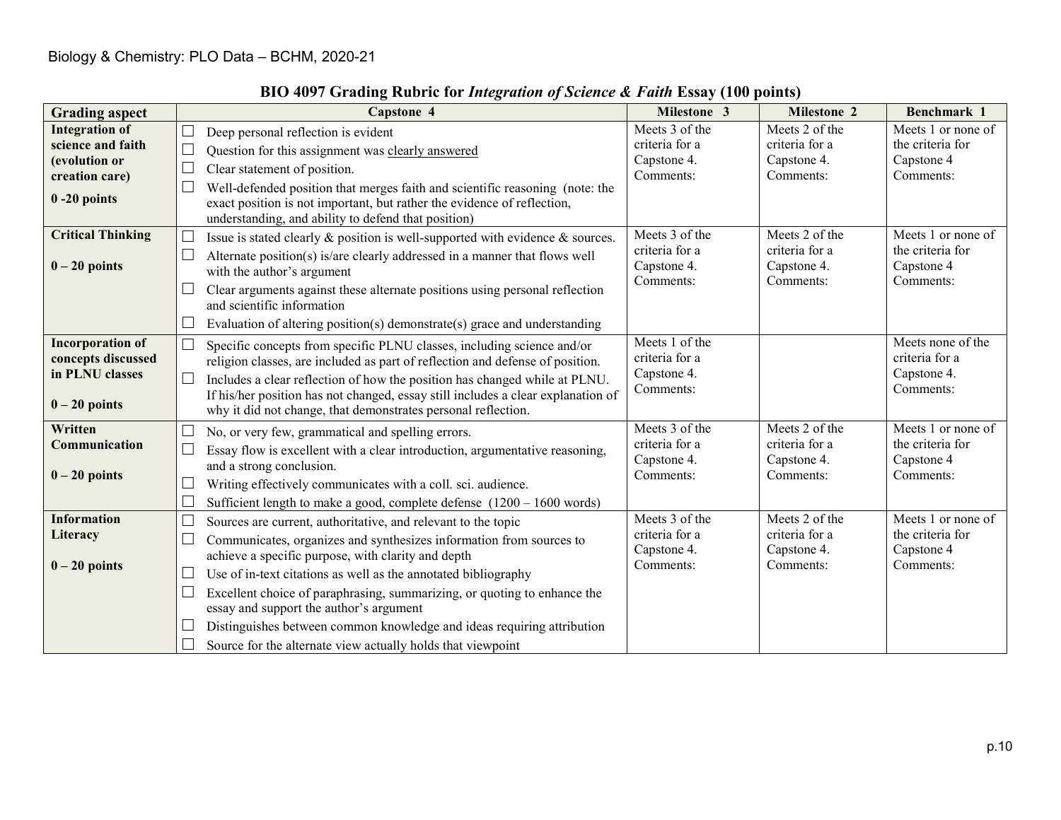## BIO 4097 Grading Rubric for *Integration of Science & Faith* Essay (100 points)

| Grading aspect | Capstone 4 | Milestone 3 | Milestone 2 | Benchmark 1 |
|---|---|---|---|---|
| **Integration of science and faith (evolution or creation care)**<br><br>**0 -20 points** | ☐ Deep personal reflection is evident<br>☐ Question for this assignment was clearly answered<br>☐ Clear statement of position.<br>☐ Well-defended position that merges faith and scientific reasoning (note: the exact position is not important, but rather the evidence of reflection, understanding, and ability to defend that position) | Meets 3 of the criteria for a Capstone 4. Comments: | Meets 2 of the criteria for a Capstone 4. Comments: | Meets 1 or none of the criteria for Capstone 4 Comments: |
| **Critical Thinking**<br><br>**0 – 20 points** | ☐ Issue is stated clearly & position is well-supported with evidence & sources.<br>☐ Alternate position(s) is/are clearly addressed in a manner that flows well with the author's argument<br>☐ Clear arguments against these alternate positions using personal reflection and scientific information<br>☐ Evaluation of altering position(s) demonstrate(s) grace and understanding | Meets 3 of the criteria for a Capstone 4. Comments: | Meets 2 of the criteria for a Capstone 4. Comments: | Meets 1 or none of the criteria for Capstone 4 Comments: |
| **Incorporation of concepts discussed in PLNU classes**<br><br>**0 – 20 points** | ☐ Specific concepts from specific PLNU classes, including science and/or religion classes, are included as part of reflection and defense of position.<br>☐ Includes a clear reflection of how the position has changed while at PLNU. If his/her position has not changed, essay still includes a clear explanation of why it did not change, that demonstrates personal reflection. | Meets 1 of the criteria for a Capstone 4. Comments: | | Meets none of the criteria for a Capstone 4. Comments: |
| **Written Communication**<br><br>**0 – 20 points** | ☐ No, or very few, grammatical and spelling errors.<br>☐ Essay flow is excellent with a clear introduction, argumentative reasoning, and a strong conclusion.<br>☐ Writing effectively communicates with a coll. sci. audience.<br>☐ Sufficient length to make a good, complete defense (1200 – 1600 words) | Meets 3 of the criteria for a Capstone 4. Comments: | Meets 2 of the criteria for a Capstone 4. Comments: | Meets 1 or none of the criteria for Capstone 4 Comments: |
| **Information Literacy**<br><br>**0 – 20 points** | ☐ Sources are current, authoritative, and relevant to the topic<br>☐ Communicates, organizes and synthesizes information from sources to achieve a specific purpose, with clarity and depth<br>☐ Use of in-text citations as well as the annotated bibliography<br>☐ Excellent choice of paraphrasing, summarizing, or quoting to enhance the essay and support the author's argument<br>☐ Distinguishes between common knowledge and ideas requiring attribution<br>☐ Source for the alternate view actually holds that viewpoint | Meets 3 of the criteria for a Capstone 4. Comments: | Meets 2 of the criteria for a Capstone 4. Comments: | Meets 1 or none of the criteria for Capstone 4 Comments: |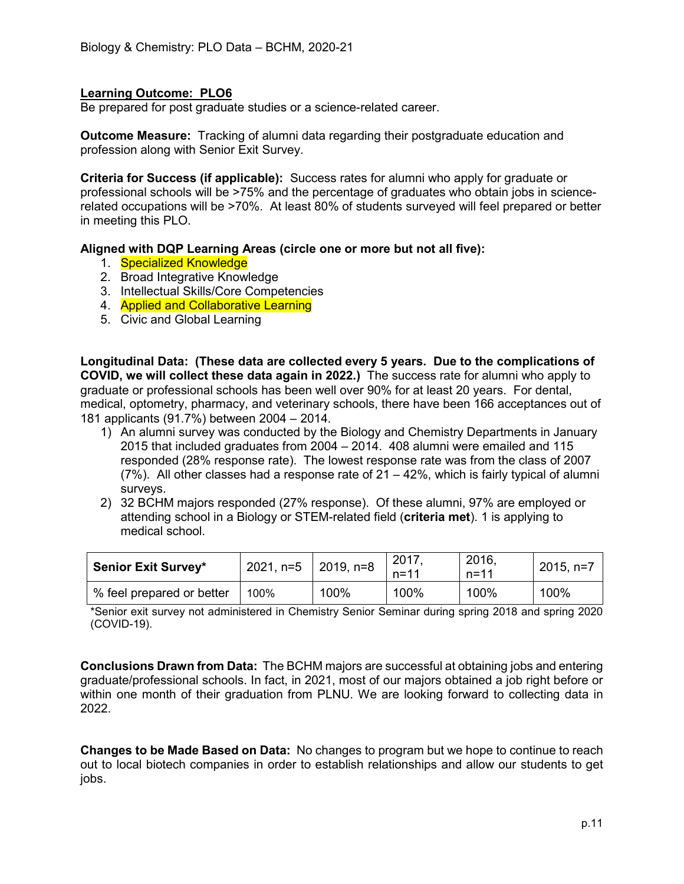**Learning Outcome: PLO6**

Be prepared for post graduate studies or a science-related career.

**Outcome Measure:** Tracking of alumni data regarding their postgraduate education and profession along with Senior Exit Survey.

**Criteria for Success (if applicable):** Success rates for alumni who apply for graduate or professional schools will be >75% and the percentage of graduates who obtain jobs in science-related occupations will be >70%. At least 80% of students surveyed will feel prepared or better in meeting this PLO.

**Aligned with DQP Learning Areas (circle one or more but not all five):**

1. Specialized Knowledge
2. Broad Integrative Knowledge
3. Intellectual Skills/Core Competencies
4. Applied and Collaborative Learning
5. Civic and Global Learning

**Longitudinal Data: (These data are collected every 5 years. Due to the complications of COVID, we will collect these data again in 2022.)** The success rate for alumni who apply to graduate or professional schools has been well over 90% for at least 20 years. For dental, medical, optometry, pharmacy, and veterinary schools, there have been 166 acceptances out of 181 applicants (91.7%) between 2004 – 2014.

1) An alumni survey was conducted by the Biology and Chemistry Departments in January 2015 that included graduates from 2004 – 2014. 408 alumni were emailed and 115 responded (28% response rate). The lowest response rate was from the class of 2007 (7%). All other classes had a response rate of 21 – 42%, which is fairly typical of alumni surveys.
2) 32 BCHM majors responded (27% response). Of these alumni, 97% are employed or attending school in a Biology or STEM-related field (**criteria met**). 1 is applying to medical school.

| **Senior Exit Survey*** | 2021, n=5 | 2019, n=8 | 2017, n=11 | 2016, n=11 | 2015, n=7 |
|---|---|---|---|---|---|
| % feel prepared or better | 100% | 100% | 100% | 100% | 100% |

*Senior exit survey not administered in Chemistry Senior Seminar during spring 2018 and spring 2020 (COVID-19).

**Conclusions Drawn from Data:** The BCHM majors are successful at obtaining jobs and entering graduate/professional schools. In fact, in 2021, most of our majors obtained a job right before or within one month of their graduation from PLNU. We are looking forward to collecting data in 2022.

**Changes to be Made Based on Data:** No changes to program but we hope to continue to reach out to local biotech companies in order to establish relationships and allow our students to get jobs.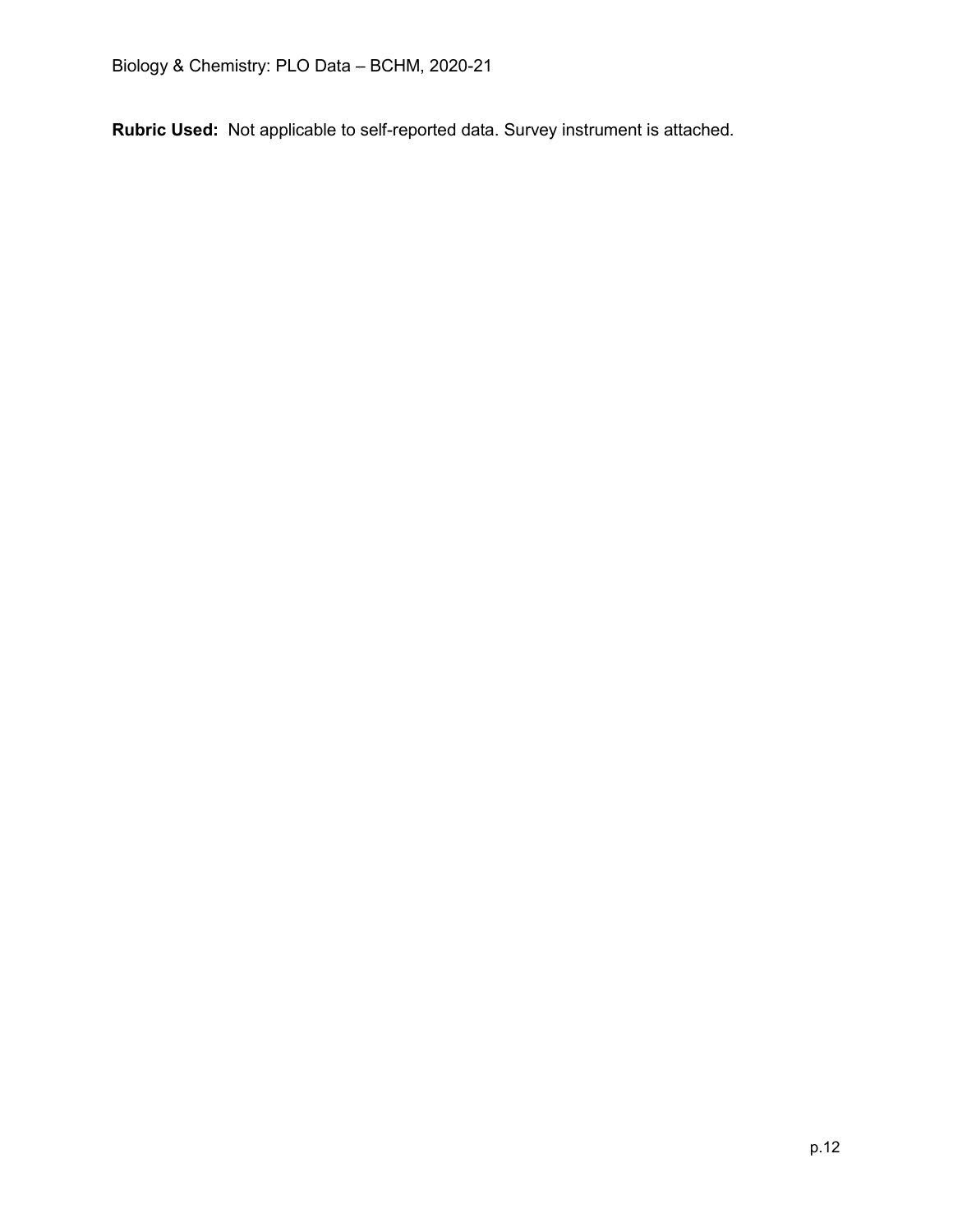**Rubric Used:** Not applicable to self-reported data. Survey instrument is attached.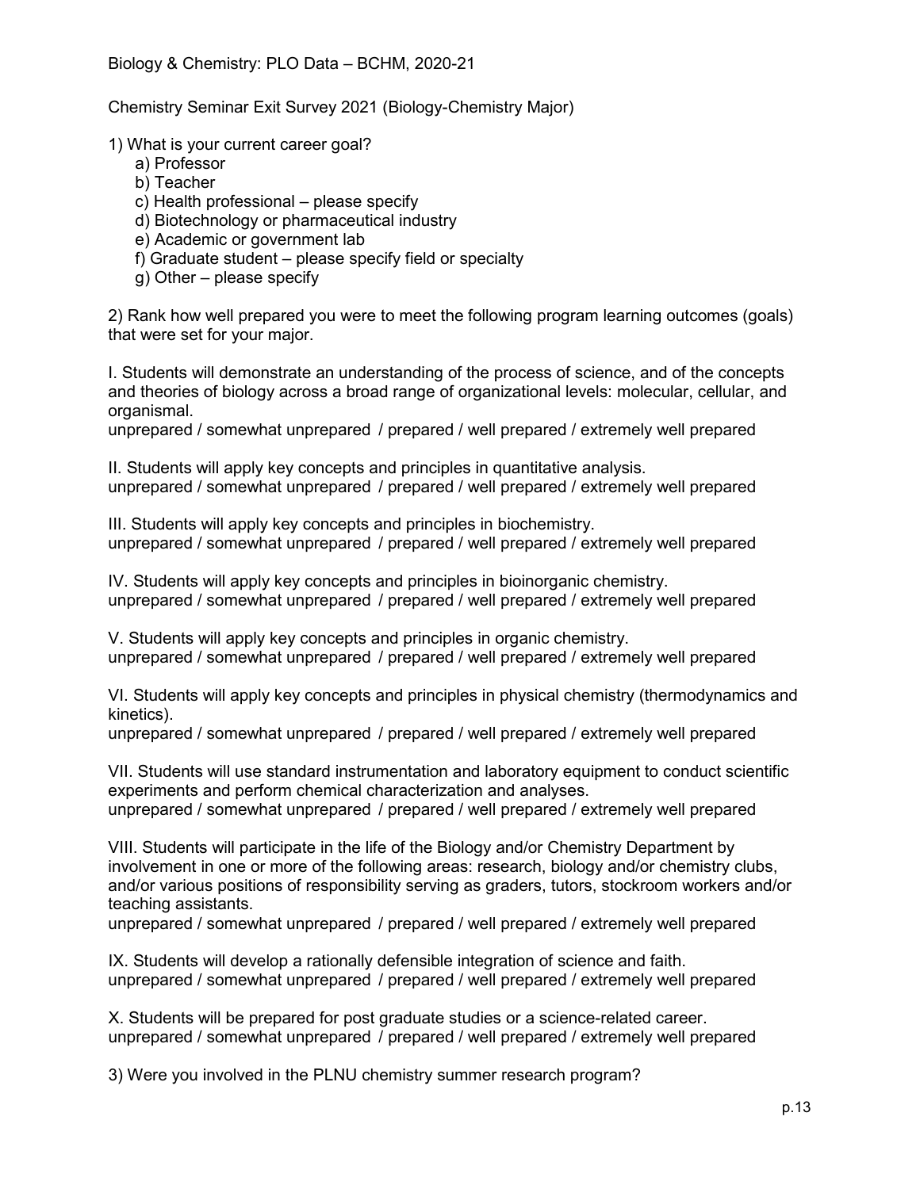Biology & Chemistry: PLO Data – BCHM, 2020-21

Chemistry Seminar Exit Survey 2021 (Biology-Chemistry Major)

1) What is your current career goal?

a) Professor
b) Teacher
c) Health professional – please specify
d) Biotechnology or pharmaceutical industry
e) Academic or government lab
f) Graduate student – please specify field or specialty
g) Other – please specify

2) Rank how well prepared you were to meet the following program learning outcomes (goals) that were set for your major.

I. Students will demonstrate an understanding of the process of science, and of the concepts and theories of biology across a broad range of organizational levels: molecular, cellular, and organismal.
unprepared / somewhat unprepared / prepared / well prepared / extremely well prepared

II. Students will apply key concepts and principles in quantitative analysis.
unprepared / somewhat unprepared / prepared / well prepared / extremely well prepared

III. Students will apply key concepts and principles in biochemistry.
unprepared / somewhat unprepared / prepared / well prepared / extremely well prepared

IV. Students will apply key concepts and principles in bioinorganic chemistry.
unprepared / somewhat unprepared / prepared / well prepared / extremely well prepared

V. Students will apply key concepts and principles in organic chemistry.
unprepared / somewhat unprepared / prepared / well prepared / extremely well prepared

VI. Students will apply key concepts and principles in physical chemistry (thermodynamics and kinetics).
unprepared / somewhat unprepared / prepared / well prepared / extremely well prepared

VII. Students will use standard instrumentation and laboratory equipment to conduct scientific experiments and perform chemical characterization and analyses.
unprepared / somewhat unprepared / prepared / well prepared / extremely well prepared

VIII. Students will participate in the life of the Biology and/or Chemistry Department by involvement in one or more of the following areas: research, biology and/or chemistry clubs, and/or various positions of responsibility serving as graders, tutors, stockroom workers and/or teaching assistants.
unprepared / somewhat unprepared / prepared / well prepared / extremely well prepared

IX. Students will develop a rationally defensible integration of science and faith.
unprepared / somewhat unprepared / prepared / well prepared / extremely well prepared

X. Students will be prepared for post graduate studies or a science-related career.
unprepared / somewhat unprepared / prepared / well prepared / extremely well prepared

3) Were you involved in the PLNU chemistry summer research program?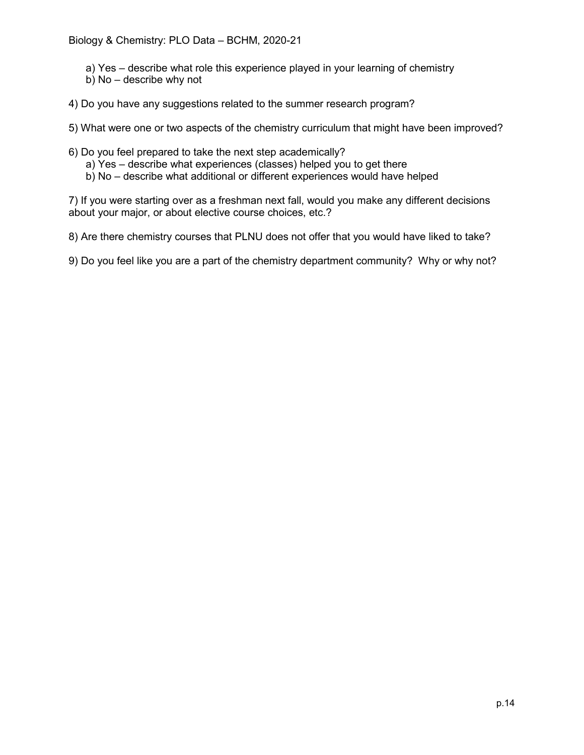a) Yes – describe what role this experience played in your learning of chemistry
   b) No – describe why not

4) Do you have any suggestions related to the summer research program?

5) What were one or two aspects of the chemistry curriculum that might have been improved?

6) Do you feel prepared to take the next step academically?
   a) Yes – describe what experiences (classes) helped you to get there
   b) No – describe what additional or different experiences would have helped

7) If you were starting over as a freshman next fall, would you make any different decisions about your major, or about elective course choices, etc.?

8) Are there chemistry courses that PLNU does not offer that you would have liked to take?

9) Do you feel like you are a part of the chemistry department community? Why or why not?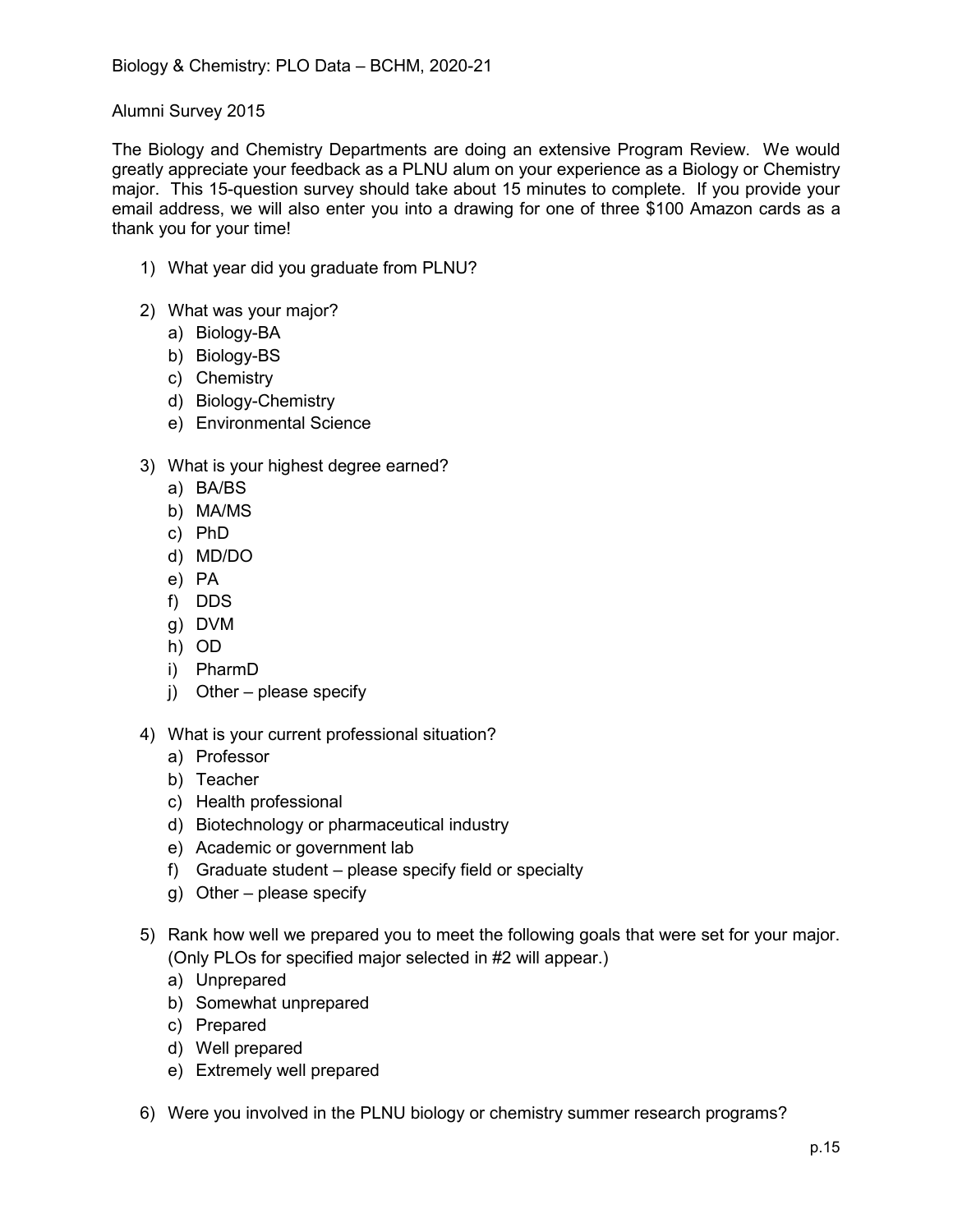Alumni Survey 2015

The Biology and Chemistry Departments are doing an extensive Program Review. We would greatly appreciate your feedback as a PLNU alum on your experience as a Biology or Chemistry major. This 15-question survey should take about 15 minutes to complete. If you provide your email address, we will also enter you into a drawing for one of three $100 Amazon cards as a thank you for your time!

1) What year did you graduate from PLNU?

2) What was your major?
   a) Biology-BA
   b) Biology-BS
   c) Chemistry
   d) Biology-Chemistry
   e) Environmental Science

3) What is your highest degree earned?
   a) BA/BS
   b) MA/MS
   c) PhD
   d) MD/DO
   e) PA
   f) DDS
   g) DVM
   h) OD
   i) PharmD
   j) Other – please specify

4) What is your current professional situation?
   a) Professor
   b) Teacher
   c) Health professional
   d) Biotechnology or pharmaceutical industry
   e) Academic or government lab
   f) Graduate student – please specify field or specialty
   g) Other – please specify

5) Rank how well we prepared you to meet the following goals that were set for your major. (Only PLOs for specified major selected in #2 will appear.)
   a) Unprepared
   b) Somewhat unprepared
   c) Prepared
   d) Well prepared
   e) Extremely well prepared

6) Were you involved in the PLNU biology or chemistry summer research programs?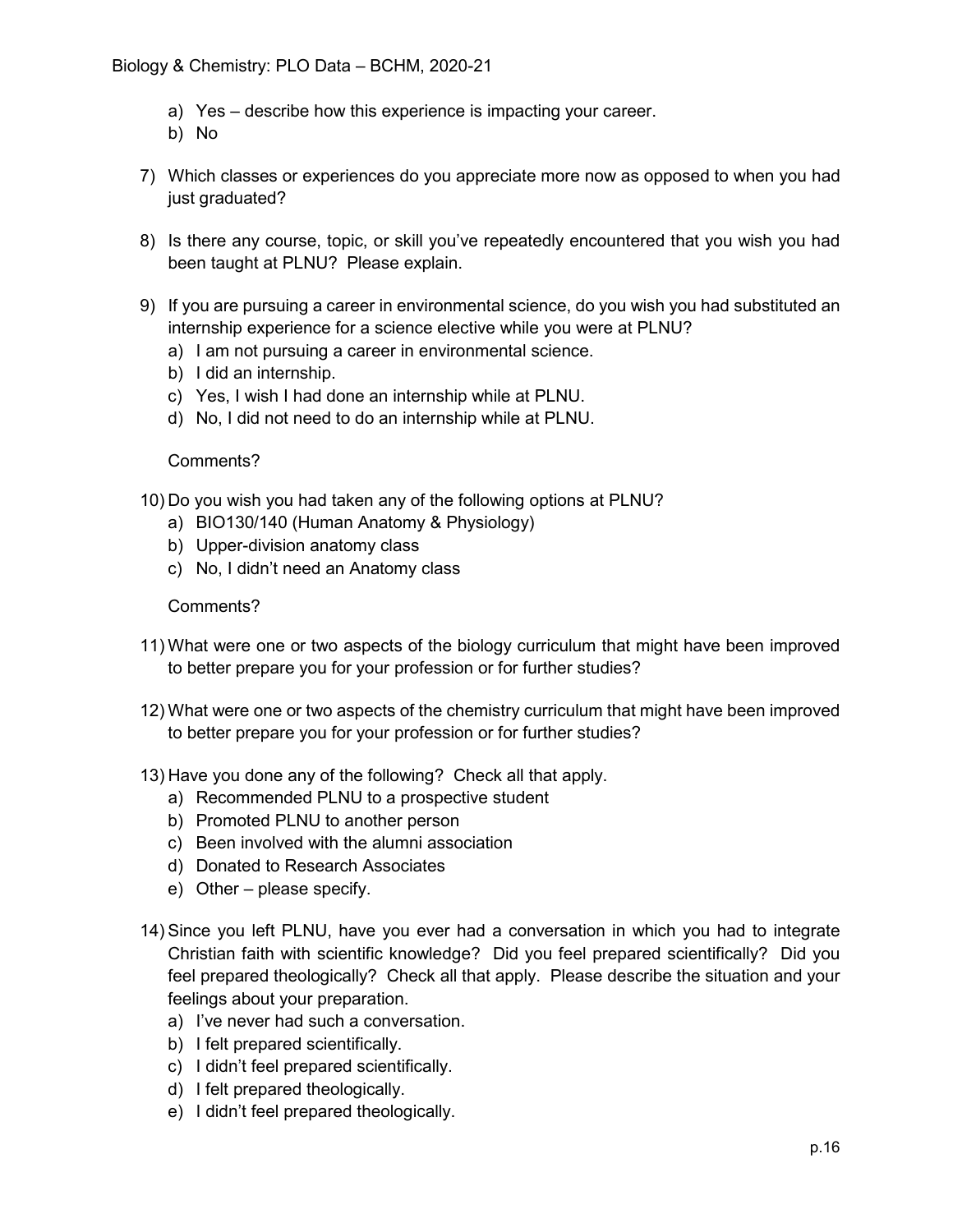a) Yes – describe how this experience is impacting your career.
b) No

7) Which classes or experiences do you appreciate more now as opposed to when you had just graduated?

8) Is there any course, topic, or skill you've repeatedly encountered that you wish you had been taught at PLNU? Please explain.

9) If you are pursuing a career in environmental science, do you wish you had substituted an internship experience for a science elective while you were at PLNU?
   a) I am not pursuing a career in environmental science.
   b) I did an internship.
   c) Yes, I wish I had done an internship while at PLNU.
   d) No, I did not need to do an internship while at PLNU.

   Comments?

10) Do you wish you had taken any of the following options at PLNU?
    a) BIO130/140 (Human Anatomy & Physiology)
    b) Upper-division anatomy class
    c) No, I didn't need an Anatomy class

    Comments?

11) What were one or two aspects of the biology curriculum that might have been improved to better prepare you for your profession or for further studies?

12) What were one or two aspects of the chemistry curriculum that might have been improved to better prepare you for your profession or for further studies?

13) Have you done any of the following? Check all that apply.
    a) Recommended PLNU to a prospective student
    b) Promoted PLNU to another person
    c) Been involved with the alumni association
    d) Donated to Research Associates
    e) Other – please specify.

14) Since you left PLNU, have you ever had a conversation in which you had to integrate Christian faith with scientific knowledge? Did you feel prepared scientifically? Did you feel prepared theologically? Check all that apply. Please describe the situation and your feelings about your preparation.
    a) I've never had such a conversation.
    b) I felt prepared scientifically.
    c) I didn't feel prepared scientifically.
    d) I felt prepared theologically.
    e) I didn't feel prepared theologically.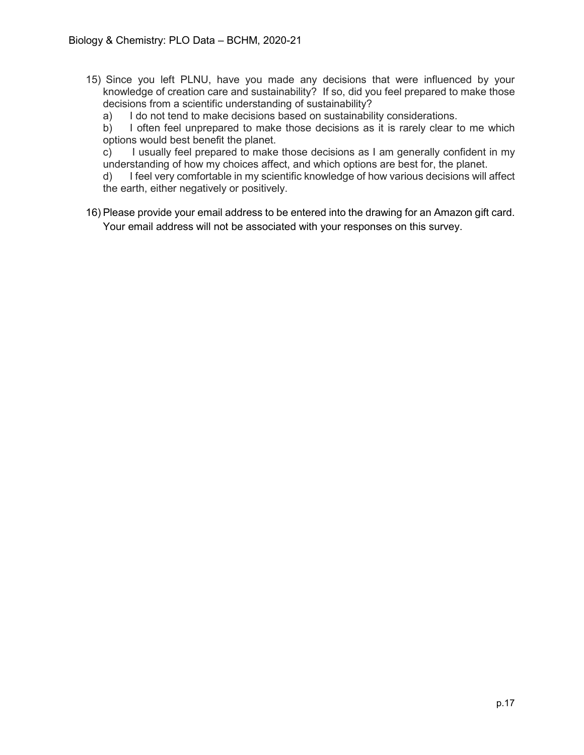15) Since you left PLNU, have you made any decisions that were influenced by your knowledge of creation care and sustainability? If so, did you feel prepared to make those decisions from a scientific understanding of sustainability?

a) I do not tend to make decisions based on sustainability considerations.

b) I often feel unprepared to make those decisions as it is rarely clear to me which options would best benefit the planet.

c) I usually feel prepared to make those decisions as I am generally confident in my understanding of how my choices affect, and which options are best for, the planet.

d) I feel very comfortable in my scientific knowledge of how various decisions will affect the earth, either negatively or positively.

16) Please provide your email address to be entered into the drawing for an Amazon gift card. Your email address will not be associated with your responses on this survey.